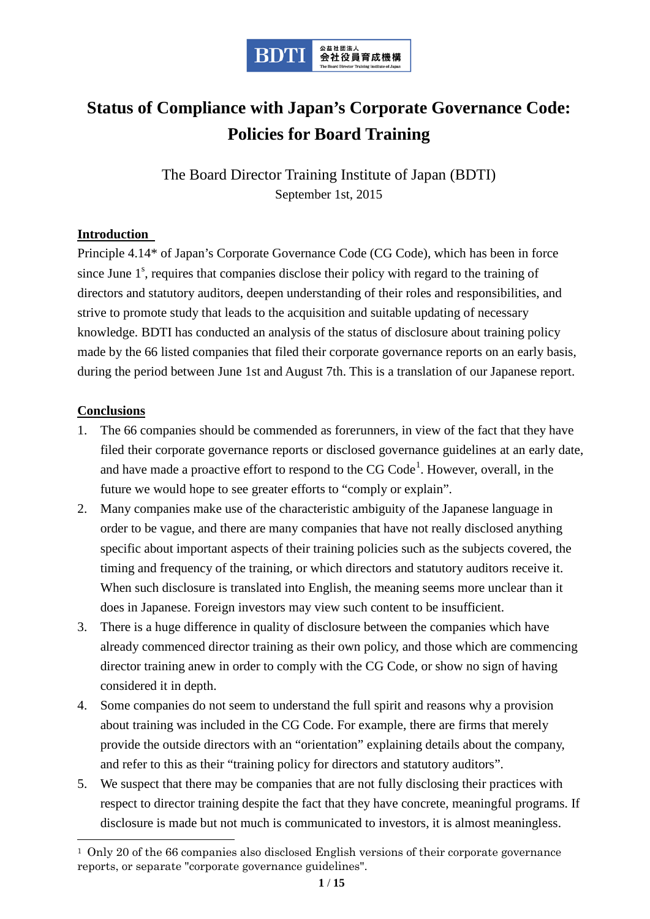# Status of Compliance with Japan's Corporate Governance Code: Policies for Board Training

The Board Director Training Institute of Japan (BDTI)

September 1st, 2015

## Introduction

Principle 4.14* of Japan's Corporate Governance Code (CG Code), which has been in force since June 1st, requires that companies disclose their policy with regard to the training of directors and statutory auditors, deepen understanding of their roles and responsibilities, and strive to promote study that leads to the acquisition and suitable updating of necessary knowledge. BDTI has conducted an analysis of the status of disclosure about training policy made by the 66 listed companies that filed their corporate governance reports on an early basis, during the period between June 1st and August 7th. This is a translation of our Japanese report.

## Conclusions

1. The 66 companies should be commended as forerunners, in view of the fact that they have filed their corporate governance reports or disclosed governance guidelines at an early date, and have made a proactive effort to respond to the CG Code[1]. However, overall, in the future we would hope to see greater efforts to "comply or explain".
2. Many companies make use of the characteristic ambiguity of the Japanese language in order to be vague, and there are many companies that have not really disclosed anything specific about important aspects of their training policies such as the subjects covered, the timing and frequency of the training, or which directors and statutory auditors receive it. When such disclosure is translated into English, the meaning seems more unclear than it does in Japanese. Foreign investors may view such content to be insufficient.
3. There is a huge difference in quality of disclosure between the companies which have already commenced director training as their own policy, and those which are commencing director training anew in order to comply with the CG Code, or show no sign of having considered it in depth.
4. Some companies do not seem to understand the full spirit and reasons why a provision about training was included in the CG Code. For example, there are firms that merely provide the outside directors with an "orientation" explaining details about the company, and refer to this as their "training policy for directors and statutory auditors".
5. We suspect that there may be companies that are not fully disclosing their practices with respect to director training despite the fact that they have concrete, meaningful programs. If disclosure is made but not much is communicated to investors, it is almost meaningless.

[1] Only 20 of the 66 companies also disclosed English versions of their corporate governance reports, or separate "corporate governance guidelines".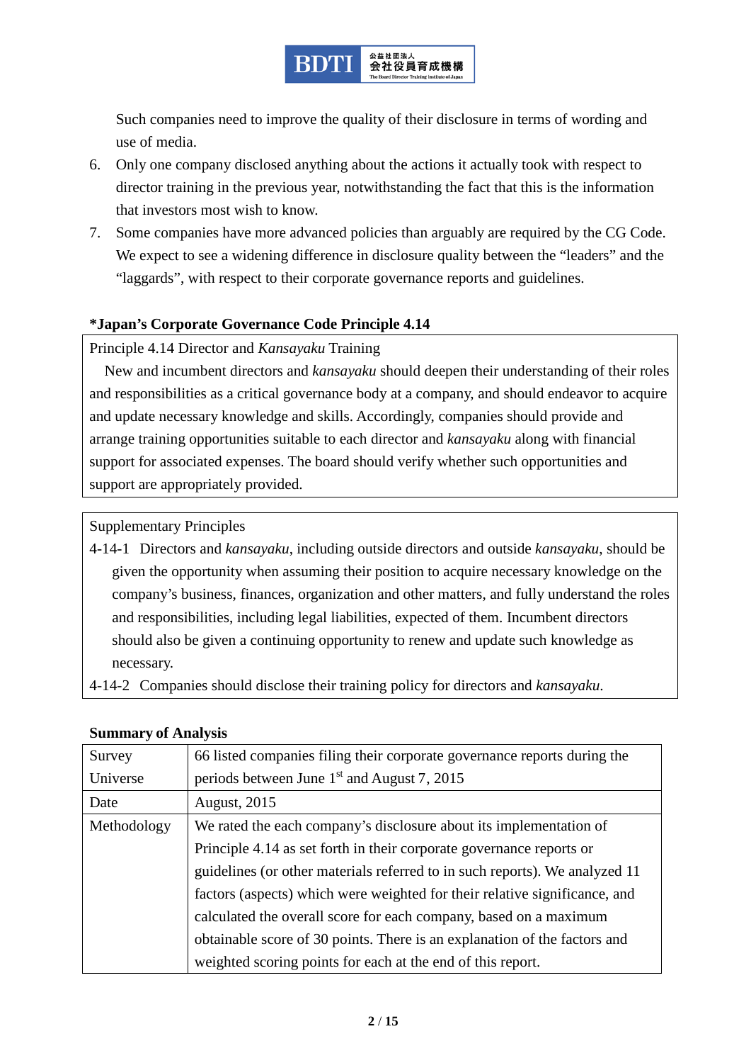Such companies need to improve the quality of their disclosure in terms of wording and use of media.

6. Only one company disclosed anything about the actions it actually took with respect to director training in the previous year, notwithstanding the fact that this is the information that investors most wish to know.
7. Some companies have more advanced policies than arguably are required by the CG Code. We expect to see a widening difference in disclosure quality between the "leaders" and the "laggards", with respect to their corporate governance reports and guidelines.

**\*Japan's Corporate Governance Code Principle 4.14**

Principle 4.14 Director and *Kansayaku* Training

New and incumbent directors and *kansayaku* should deepen their understanding of their roles and responsibilities as a critical governance body at a company, and should endeavor to acquire and update necessary knowledge and skills. Accordingly, companies should provide and arrange training opportunities suitable to each director and *kansayaku* along with financial support for associated expenses. The board should verify whether such opportunities and support are appropriately provided.

Supplementary Principles

4-14-1 Directors and *kansayaku*, including outside directors and outside *kansayaku*, should be given the opportunity when assuming their position to acquire necessary knowledge on the company's business, finances, organization and other matters, and fully understand the roles and responsibilities, including legal liabilities, expected of them. Incumbent directors should also be given a continuing opportunity to renew and update such knowledge as necessary.

4-14-2 Companies should disclose their training policy for directors and *kansayaku*.

**Summary of Analysis**

| | |
|---|---|
| Survey Universe | 66 listed companies filing their corporate governance reports during the periods between June 1st and August 7, 2015 |
| Date | August, 2015 |
| Methodology | We rated the each company's disclosure about its implementation of Principle 4.14 as set forth in their corporate governance reports or guidelines (or other materials referred to in such reports). We analyzed 11 factors (aspects) which were weighted for their relative significance, and calculated the overall score for each company, based on a maximum obtainable score of 30 points. There is an explanation of the factors and weighted scoring points for each at the end of this report. |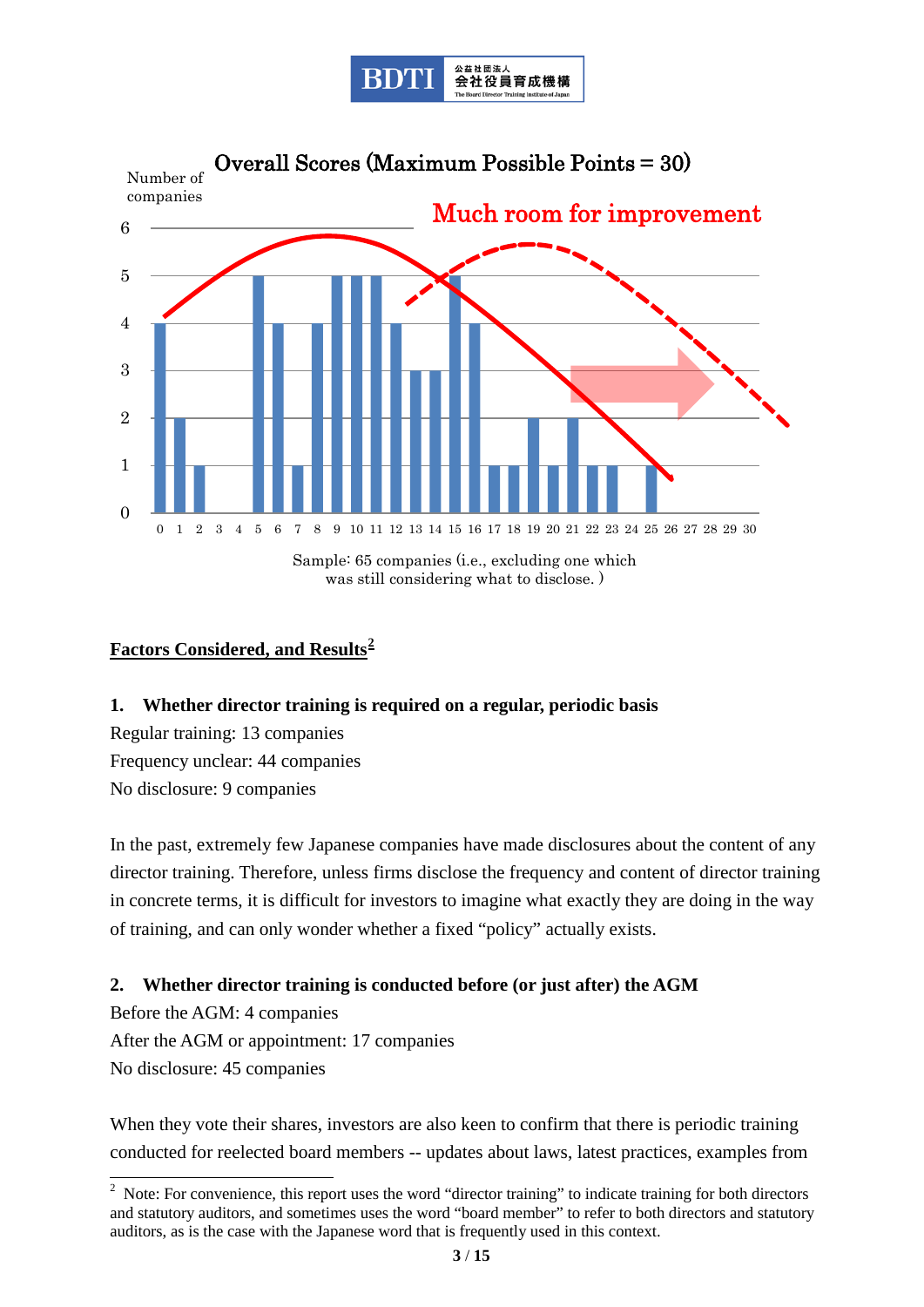Overall Scores (Maximum Possible Points = 30)

Much room for improvement

| Score | 0 | 1 | 2 | 3 | 4 | 5 | 6 | 7 | 8 | 9 | 10 | 11 | 12 | 13 | 14 | 15 | 16 | 17 | 18 | 19 | 20 | 21 | 22 | 23 | 24 | 25 | 26 | 27 | 28 | 29 | 30 |
|---|---|---|---|---|---|---|---|---|---|---|---|---|---|---|---|---|---|---|---|---|---|---|---|---|---|---|---|---|---|---|---|
| Number of companies | 4 | 2 | 1 | 0 | 0 | 5 | 4 | 1 | 4 | 5 | 5 | 5 | 4 | 3 | 3 | 5 | 4 | 1 | 1 | 2 | 1 | 2 | 1 | 1 | 0 | 1 | 0 | 0 | 0 | 0 | 0 |

Sample: 65 companies (i.e., excluding one which was still considering what to disclose. )

## Factors Considered, and Results[2]

**1. Whether director training is required on a regular, periodic basis**

Regular training: 13 companies
Frequency unclear: 44 companies
No disclosure: 9 companies

In the past, extremely few Japanese companies have made disclosures about the content of any director training. Therefore, unless firms disclose the frequency and content of director training in concrete terms, it is difficult for investors to imagine what exactly they are doing in the way of training, and can only wonder whether a fixed "policy" actually exists.

**2. Whether director training is conducted before (or just after) the AGM**

Before the AGM: 4 companies
After the AGM or appointment: 17 companies
No disclosure: 45 companies

When they vote their shares, investors are also keen to confirm that there is periodic training conducted for reelected board members -- updates about laws, latest practices, examples from

---

[2] Note: For convenience, this report uses the word "director training" to indicate training for both directors and statutory auditors, and sometimes uses the word "board member" to refer to both directors and statutory auditors, as is the case with the Japanese word that is frequently used in this context.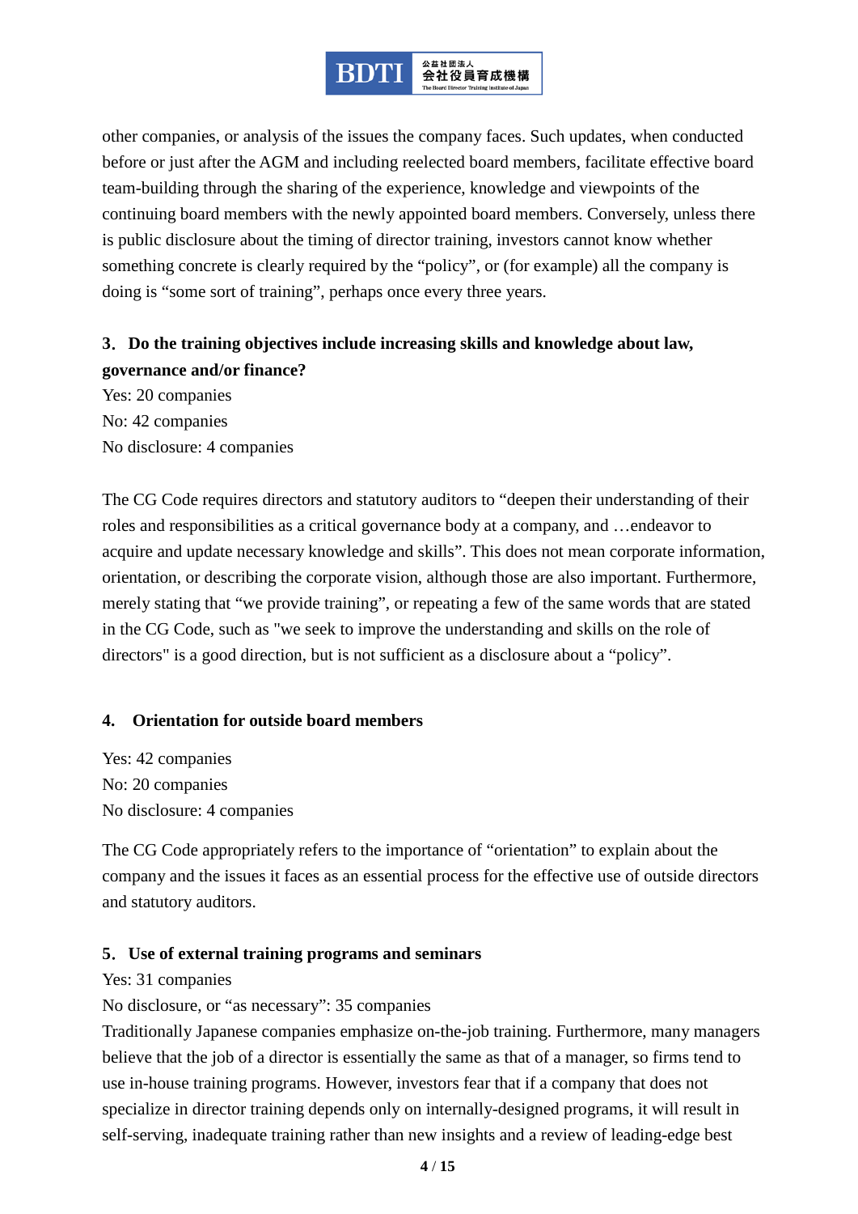other companies, or analysis of the issues the company faces. Such updates, when conducted before or just after the AGM and including reelected board members, facilitate effective board team-building through the sharing of the experience, knowledge and viewpoints of the continuing board members with the newly appointed board members. Conversely, unless there is public disclosure about the timing of director training, investors cannot know whether something concrete is clearly required by the "policy", or (for example) all the company is doing is "some sort of training", perhaps once every three years.

### 3. Do the training objectives include increasing skills and knowledge about law, governance and/or finance?

Yes: 20 companies
No: 42 companies
No disclosure: 4 companies

The CG Code requires directors and statutory auditors to "deepen their understanding of their roles and responsibilities as a critical governance body at a company, and …endeavor to acquire and update necessary knowledge and skills". This does not mean corporate information, orientation, or describing the corporate vision, although those are also important. Furthermore, merely stating that "we provide training", or repeating a few of the same words that are stated in the CG Code, such as "we seek to improve the understanding and skills on the role of directors" is a good direction, but is not sufficient as a disclosure about a "policy".

### 4. Orientation for outside board members

Yes: 42 companies
No: 20 companies
No disclosure: 4 companies

The CG Code appropriately refers to the importance of "orientation" to explain about the company and the issues it faces as an essential process for the effective use of outside directors and statutory auditors.

### 5. Use of external training programs and seminars

Yes: 31 companies
No disclosure, or "as necessary": 35 companies
Traditionally Japanese companies emphasize on-the-job training. Furthermore, many managers believe that the job of a director is essentially the same as that of a manager, so firms tend to use in-house training programs. However, investors fear that if a company that does not specialize in director training depends only on internally-designed programs, it will result in self-serving, inadequate training rather than new insights and a review of leading-edge best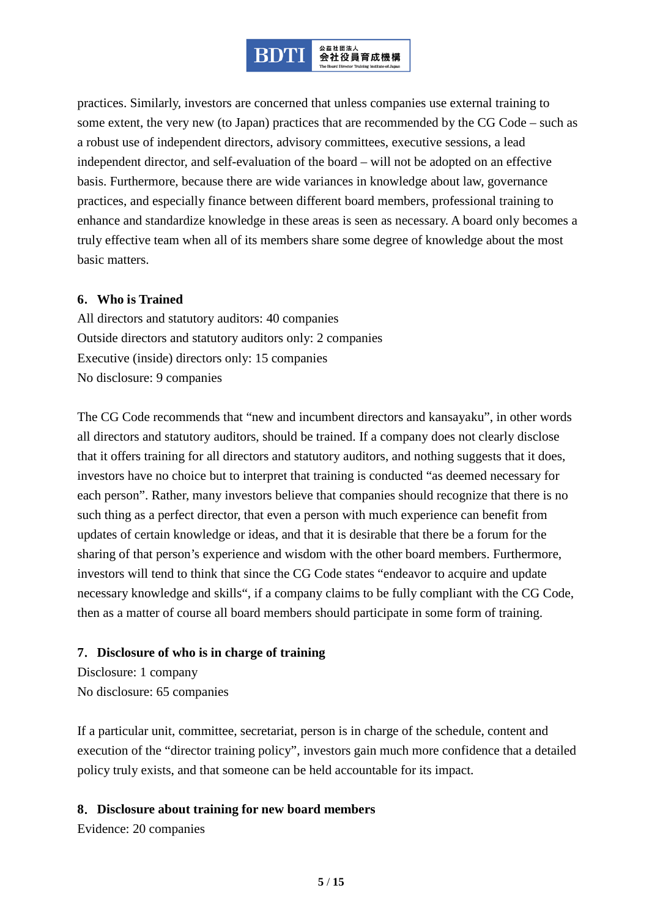practices. Similarly, investors are concerned that unless companies use external training to some extent, the very new (to Japan) practices that are recommended by the CG Code – such as a robust use of independent directors, advisory committees, executive sessions, a lead independent director, and self-evaluation of the board – will not be adopted on an effective basis. Furthermore, because there are wide variances in knowledge about law, governance practices, and especially finance between different board members, professional training to enhance and standardize knowledge in these areas is seen as necessary. A board only becomes a truly effective team when all of its members share some degree of knowledge about the most basic matters.

### 6. Who is Trained

All directors and statutory auditors: 40 companies
Outside directors and statutory auditors only: 2 companies
Executive (inside) directors only: 15 companies
No disclosure: 9 companies

The CG Code recommends that "new and incumbent directors and kansayaku", in other words all directors and statutory auditors, should be trained. If a company does not clearly disclose that it offers training for all directors and statutory auditors, and nothing suggests that it does, investors have no choice but to interpret that training is conducted "as deemed necessary for each person". Rather, many investors believe that companies should recognize that there is no such thing as a perfect director, that even a person with much experience can benefit from updates of certain knowledge or ideas, and that it is desirable that there be a forum for the sharing of that person's experience and wisdom with the other board members. Furthermore, investors will tend to think that since the CG Code states "endeavor to acquire and update necessary knowledge and skills", if a company claims to be fully compliant with the CG Code, then as a matter of course all board members should participate in some form of training.

### 7. Disclosure of who is in charge of training

Disclosure: 1 company
No disclosure: 65 companies

If a particular unit, committee, secretariat, person is in charge of the schedule, content and execution of the "director training policy", investors gain much more confidence that a detailed policy truly exists, and that someone can be held accountable for its impact.

### 8. Disclosure about training for new board members

Evidence: 20 companies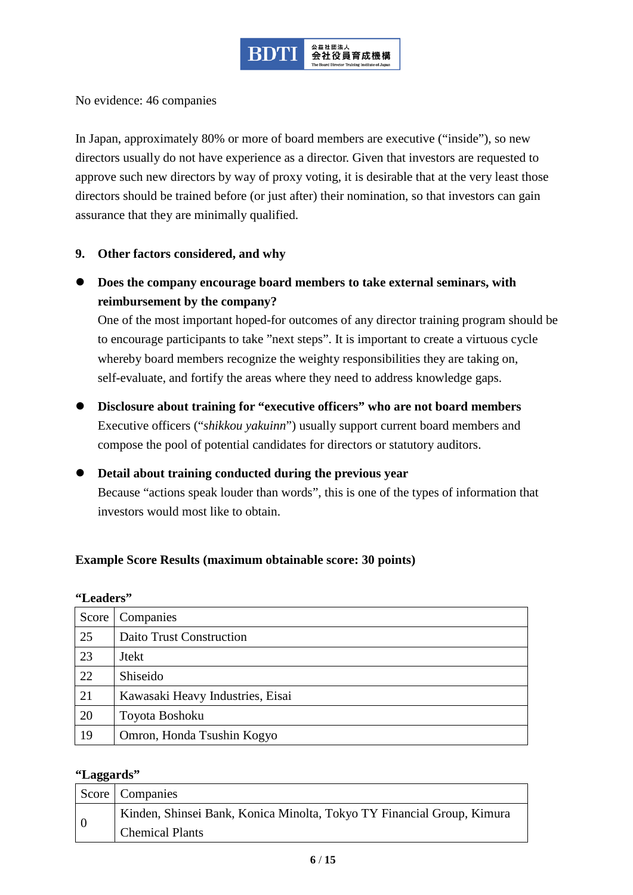No evidence: 46 companies

In Japan, approximately 80% or more of board members are executive ("inside"), so new directors usually do not have experience as a director. Given that investors are requested to approve such new directors by way of proxy voting, it is desirable that at the very least those directors should be trained before (or just after) their nomination, so that investors can gain assurance that they are minimally qualified.

## 9. Other factors considered, and why

- **Does the company encourage board members to take external seminars, with reimbursement by the company?**
  One of the most important hoped-for outcomes of any director training program should be to encourage participants to take "next steps". It is important to create a virtuous cycle whereby board members recognize the weighty responsibilities they are taking on, self-evaluate, and fortify the areas where they need to address knowledge gaps.

- **Disclosure about training for "executive officers" who are not board members**
  Executive officers ("*shikkou yakuinn*") usually support current board members and compose the pool of potential candidates for directors or statutory auditors.

- **Detail about training conducted during the previous year**
  Because "actions speak louder than words", this is one of the types of information that investors would most like to obtain.

**Example Score Results (maximum obtainable score: 30 points)**

**"Leaders"**

| Score | Companies |
|---|---|
| 25 | Daito Trust Construction |
| 23 | Jtekt |
| 22 | Shiseido |
| 21 | Kawasaki Heavy Industries, Eisai |
| 20 | Toyota Boshoku |
| 19 | Omron, Honda Tsushin Kogyo |

**"Laggards"**

| Score | Companies |
|---|---|
| 0 | Kinden, Shinsei Bank, Konica Minolta, Tokyo TY Financial Group, Kimura Chemical Plants |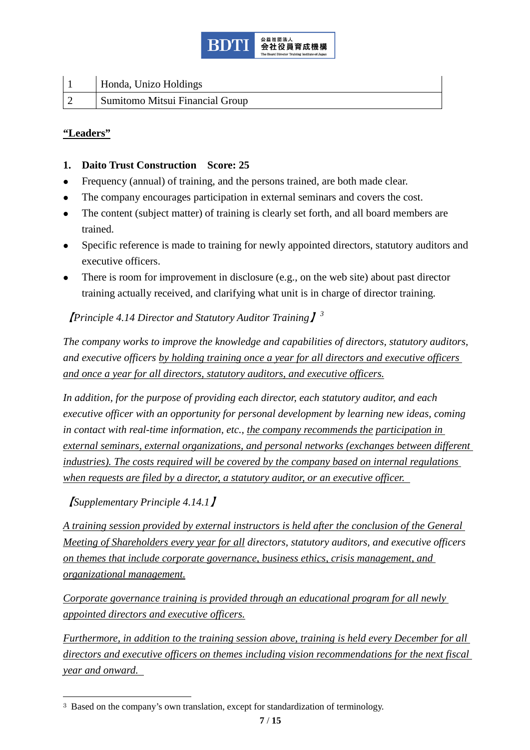| 1 | Honda, Unizo Holdings |
|---|---|
| 2 | Sumitomo Mitsui Financial Group |

**“Leaders”**

**1. Daito Trust Construction Score: 25**

- Frequency (annual) of training, and the persons trained, are both made clear.
- The company encourages participation in external seminars and covers the cost.
- The content (subject matter) of training is clearly set forth, and all board members are trained.
- Specific reference is made to training for newly appointed directors, statutory auditors and executive officers.
- There is room for improvement in disclosure (e.g., on the web site) about past director training actually received, and clarifying what unit is in charge of director training.

*【Principle 4.14 Director and Statutory Auditor Training】*[3]

*The company works to improve the knowledge and capabilities of directors, statutory auditors, and executive officers by holding training once a year for all directors and executive officers and once a year for all directors, statutory auditors, and executive officers.*

*In addition, for the purpose of providing each director, each statutory auditor, and each executive officer with an opportunity for personal development by learning new ideas, coming in contact with real-time information, etc., the company recommends the participation in external seminars, external organizations, and personal networks (exchanges between different industries). The costs required will be covered by the company based on internal regulations when requests are filed by a director, a statutory auditor, or an executive officer.*

*【Supplementary Principle 4.14.1】*

*A training session provided by external instructors is held after the conclusion of the General Meeting of Shareholders every year for all directors, statutory auditors, and executive officers on themes that include corporate governance, business ethics, crisis management, and organizational management.*

*Corporate governance training is provided through an educational program for all newly appointed directors and executive officers.*

*Furthermore, in addition to the training session above, training is held every December for all directors and executive officers on themes including vision recommendations for the next fiscal year and onward.*

---

[3] Based on the company’s own translation, except for standardization of terminology.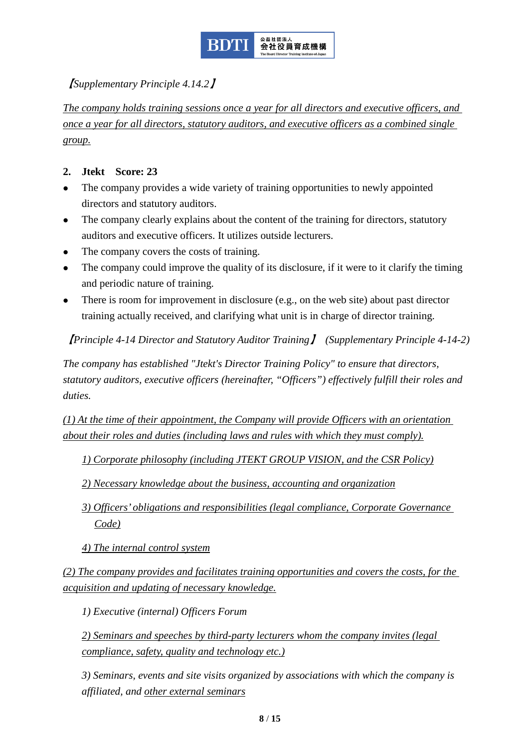*【Supplementary Principle 4.14.2】*

*The company holds training sessions once a year for all directors and executive officers, and once a year for all directors, statutory auditors, and executive officers as a combined single group.*

**2. Jtekt Score: 23**

- The company provides a wide variety of training opportunities to newly appointed directors and statutory auditors.
- The company clearly explains about the content of the training for directors, statutory auditors and executive officers. It utilizes outside lecturers.
- The company covers the costs of training.
- The company could improve the quality of its disclosure, if it were to it clarify the timing and periodic nature of training.
- There is room for improvement in disclosure (e.g., on the web site) about past director training actually received, and clarifying what unit is in charge of director training.

*【Principle 4-14 Director and Statutory Auditor Training】 (Supplementary Principle 4-14-2)*

*The company has established "Jtekt's Director Training Policy" to ensure that directors, statutory auditors, executive officers (hereinafter, "Officers") effectively fulfill their roles and duties.*

*(1) At the time of their appointment, the Company will provide Officers with an orientation about their roles and duties (including laws and rules with which they must comply).*

*1) Corporate philosophy (including JTEKT GROUP VISION, and the CSR Policy)*

*2) Necessary knowledge about the business, accounting and organization*

*3) Officers' obligations and responsibilities (legal compliance, Corporate Governance Code)*

*4) The internal control system*

*(2) The company provides and facilitates training opportunities and covers the costs, for the acquisition and updating of necessary knowledge.*

*1) Executive (internal) Officers Forum*

*2) Seminars and speeches by third-party lecturers whom the company invites (legal compliance, safety, quality and technology etc.)*

*3) Seminars, events and site visits organized by associations with which the company is affiliated, and other external seminars*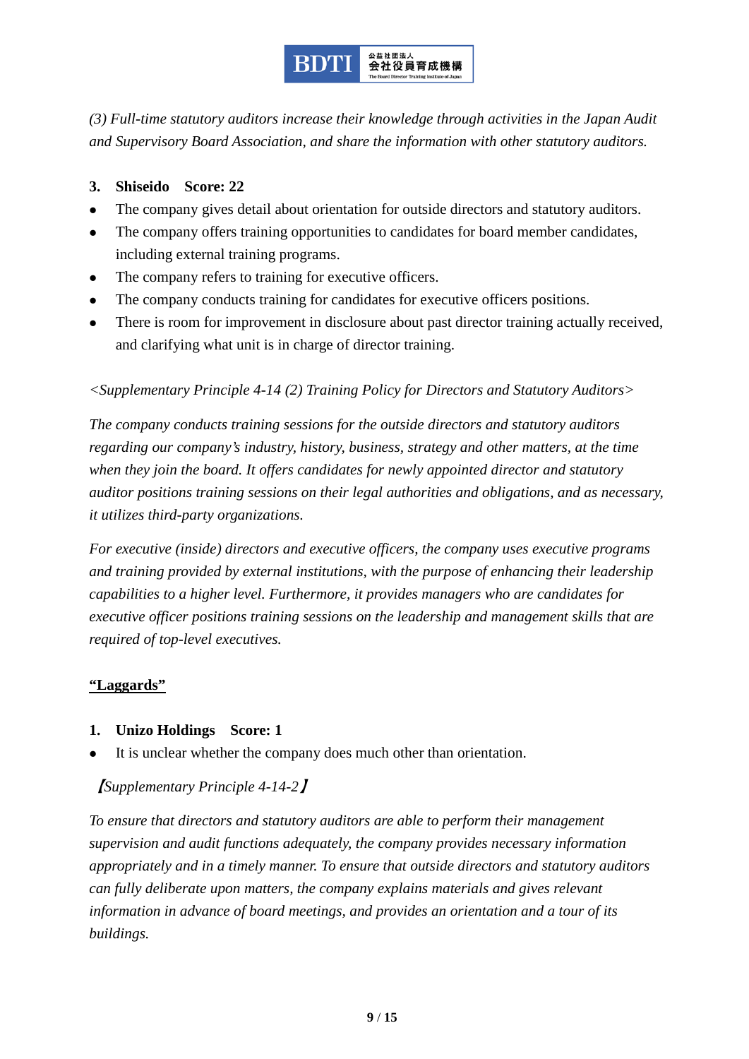*(3) Full-time statutory auditors increase their knowledge through activities in the Japan Audit and Supervisory Board Association, and share the information with other statutory auditors.*

**3. Shiseido Score: 22**

- The company gives detail about orientation for outside directors and statutory auditors.
- The company offers training opportunities to candidates for board member candidates, including external training programs.
- The company refers to training for executive officers.
- The company conducts training for candidates for executive officers positions.
- There is room for improvement in disclosure about past director training actually received, and clarifying what unit is in charge of director training.

*<Supplementary Principle 4-14 (2) Training Policy for Directors and Statutory Auditors>*

*The company conducts training sessions for the outside directors and statutory auditors regarding our company's industry, history, business, strategy and other matters, at the time when they join the board. It offers candidates for newly appointed director and statutory auditor positions training sessions on their legal authorities and obligations, and as necessary, it utilizes third-party organizations.*

*For executive (inside) directors and executive officers, the company uses executive programs and training provided by external institutions, with the purpose of enhancing their leadership capabilities to a higher level. Furthermore, it provides managers who are candidates for executive officer positions training sessions on the leadership and management skills that are required of top-level executives.*

## "Laggards"

**1. Unizo Holdings Score: 1**

- It is unclear whether the company does much other than orientation.

*【Supplementary Principle 4-14-2】*

*To ensure that directors and statutory auditors are able to perform their management supervision and audit functions adequately, the company provides necessary information appropriately and in a timely manner. To ensure that outside directors and statutory auditors can fully deliberate upon matters, the company explains materials and gives relevant information in advance of board meetings, and provides an orientation and a tour of its buildings.*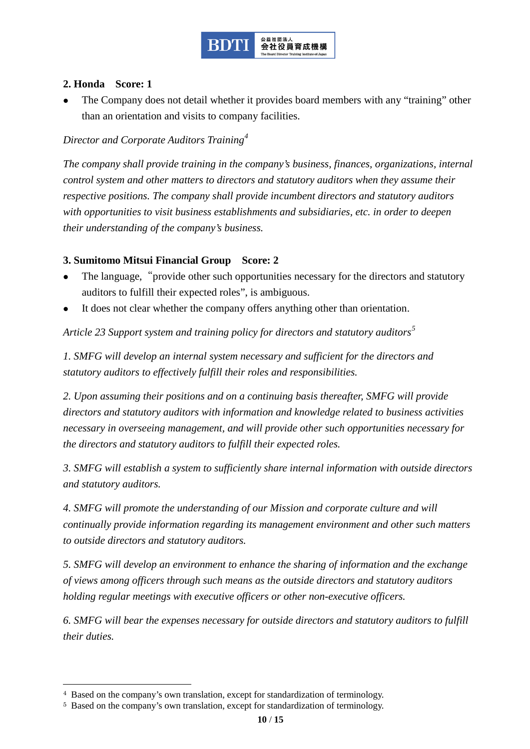**2. Honda  Score: 1**

- The Company does not detail whether it provides board members with any "training" other than an orientation and visits to company facilities.

*Director and Corporate Auditors Training*[4]

*The company shall provide training in the company's business, finances, organizations, internal control system and other matters to directors and statutory auditors when they assume their respective positions. The company shall provide incumbent directors and statutory auditors with opportunities to visit business establishments and subsidiaries, etc. in order to deepen their understanding of the company's business.*

**3. Sumitomo Mitsui Financial Group  Score: 2**

- The language, "provide other such opportunities necessary for the directors and statutory auditors to fulfill their expected roles", is ambiguous.
- It does not clear whether the company offers anything other than orientation.

*Article 23 Support system and training policy for directors and statutory auditors*[5]

*1. SMFG will develop an internal system necessary and sufficient for the directors and statutory auditors to effectively fulfill their roles and responsibilities.*

*2. Upon assuming their positions and on a continuing basis thereafter, SMFG will provide directors and statutory auditors with information and knowledge related to business activities necessary in overseeing management, and will provide other such opportunities necessary for the directors and statutory auditors to fulfill their expected roles.*

*3. SMFG will establish a system to sufficiently share internal information with outside directors and statutory auditors.*

*4. SMFG will promote the understanding of our Mission and corporate culture and will continually provide information regarding its management environment and other such matters to outside directors and statutory auditors.*

*5. SMFG will develop an environment to enhance the sharing of information and the exchange of views among officers through such means as the outside directors and statutory auditors holding regular meetings with executive officers or other non-executive officers.*

*6. SMFG will bear the expenses necessary for outside directors and statutory auditors to fulfill their duties.*

---

[4] Based on the company's own translation, except for standardization of terminology.

[5] Based on the company's own translation, except for standardization of terminology.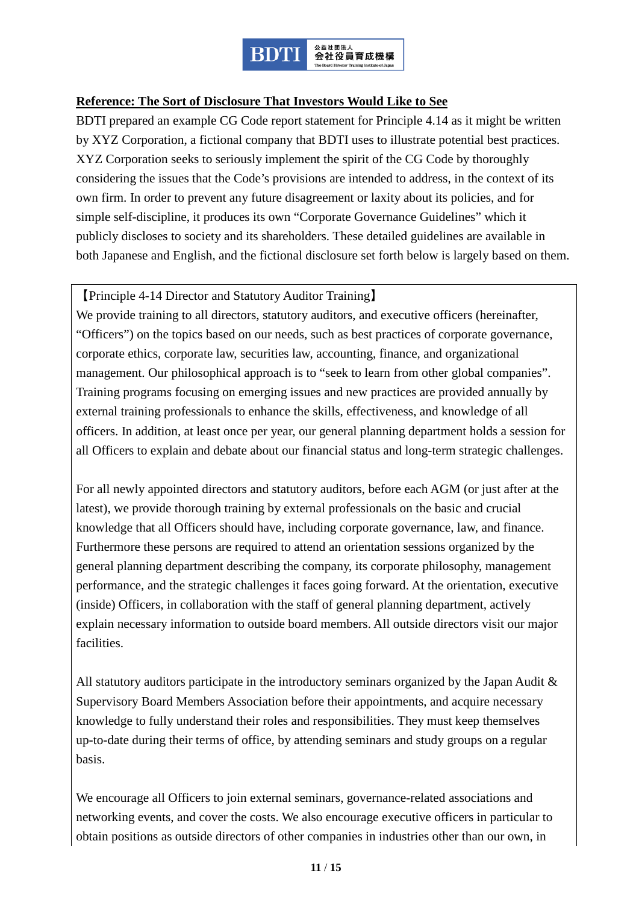**Reference: The Sort of Disclosure That Investors Would Like to See**

BDTI prepared an example CG Code report statement for Principle 4.14 as it might be written by XYZ Corporation, a fictional company that BDTI uses to illustrate potential best practices. XYZ Corporation seeks to seriously implement the spirit of the CG Code by thoroughly considering the issues that the Code's provisions are intended to address, in the context of its own firm. In order to prevent any future disagreement or laxity about its policies, and for simple self-discipline, it produces its own "Corporate Governance Guidelines" which it publicly discloses to society and its shareholders. These detailed guidelines are available in both Japanese and English, and the fictional disclosure set forth below is largely based on them.

【Principle 4-14 Director and Statutory Auditor Training】

We provide training to all directors, statutory auditors, and executive officers (hereinafter, "Officers") on the topics based on our needs, such as best practices of corporate governance, corporate ethics, corporate law, securities law, accounting, finance, and organizational management. Our philosophical approach is to "seek to learn from other global companies". Training programs focusing on emerging issues and new practices are provided annually by external training professionals to enhance the skills, effectiveness, and knowledge of all officers. In addition, at least once per year, our general planning department holds a session for all Officers to explain and debate about our financial status and long-term strategic challenges.

For all newly appointed directors and statutory auditors, before each AGM (or just after at the latest), we provide thorough training by external professionals on the basic and crucial knowledge that all Officers should have, including corporate governance, law, and finance. Furthermore these persons are required to attend an orientation sessions organized by the general planning department describing the company, its corporate philosophy, management performance, and the strategic challenges it faces going forward. At the orientation, executive (inside) Officers, in collaboration with the staff of general planning department, actively explain necessary information to outside board members. All outside directors visit our major facilities.

All statutory auditors participate in the introductory seminars organized by the Japan Audit & Supervisory Board Members Association before their appointments, and acquire necessary knowledge to fully understand their roles and responsibilities. They must keep themselves up-to-date during their terms of office, by attending seminars and study groups on a regular basis.

We encourage all Officers to join external seminars, governance-related associations and networking events, and cover the costs. We also encourage executive officers in particular to obtain positions as outside directors of other companies in industries other than our own, in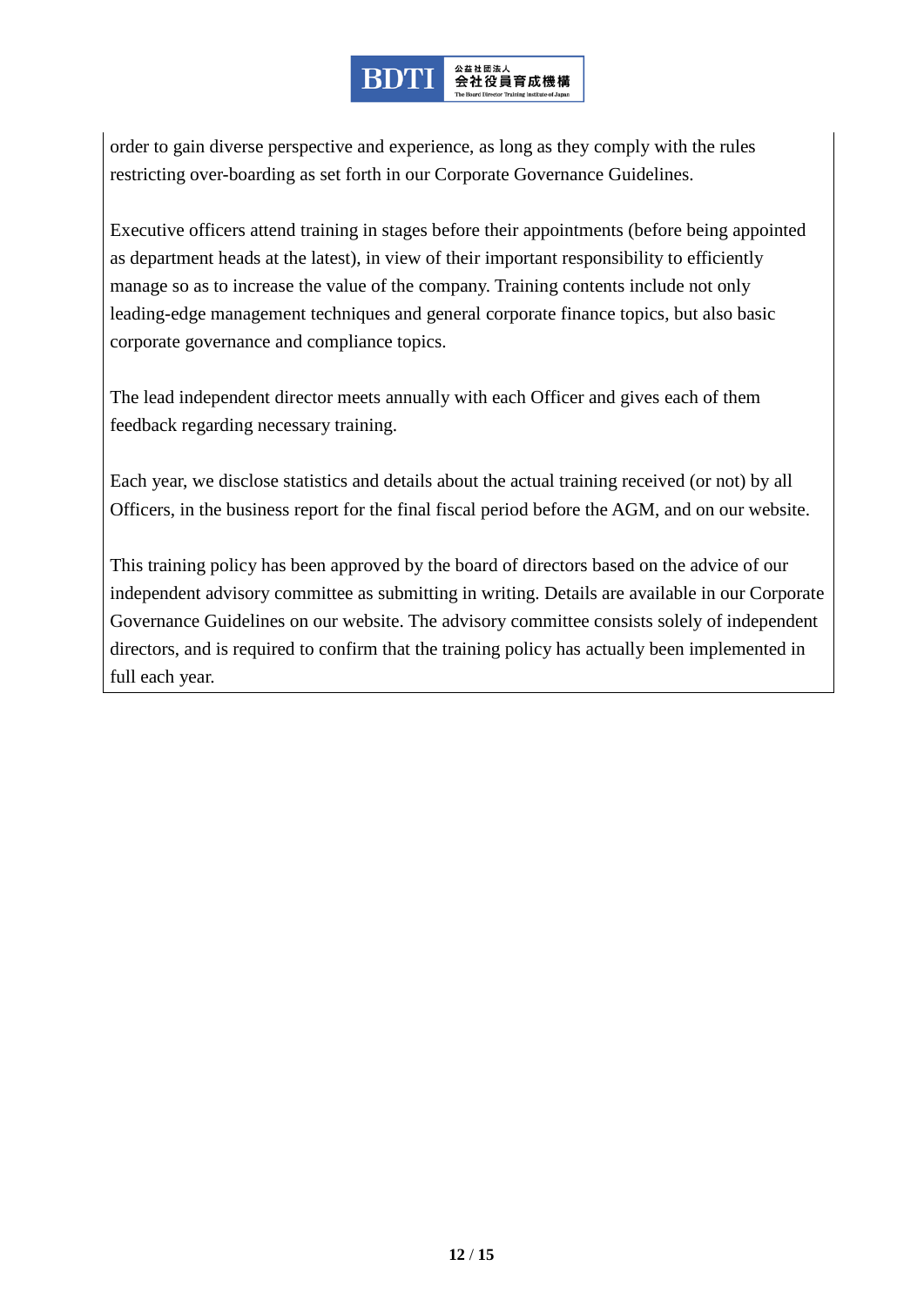order to gain diverse perspective and experience, as long as they comply with the rules restricting over-boarding as set forth in our Corporate Governance Guidelines.

Executive officers attend training in stages before their appointments (before being appointed as department heads at the latest), in view of their important responsibility to efficiently manage so as to increase the value of the company. Training contents include not only leading-edge management techniques and general corporate finance topics, but also basic corporate governance and compliance topics.

The lead independent director meets annually with each Officer and gives each of them feedback regarding necessary training.

Each year, we disclose statistics and details about the actual training received (or not) by all Officers, in the business report for the final fiscal period before the AGM, and on our website.

This training policy has been approved by the board of directors based on the advice of our independent advisory committee as submitting in writing. Details are available in our Corporate Governance Guidelines on our website. The advisory committee consists solely of independent directors, and is required to confirm that the training policy has actually been implemented in full each year.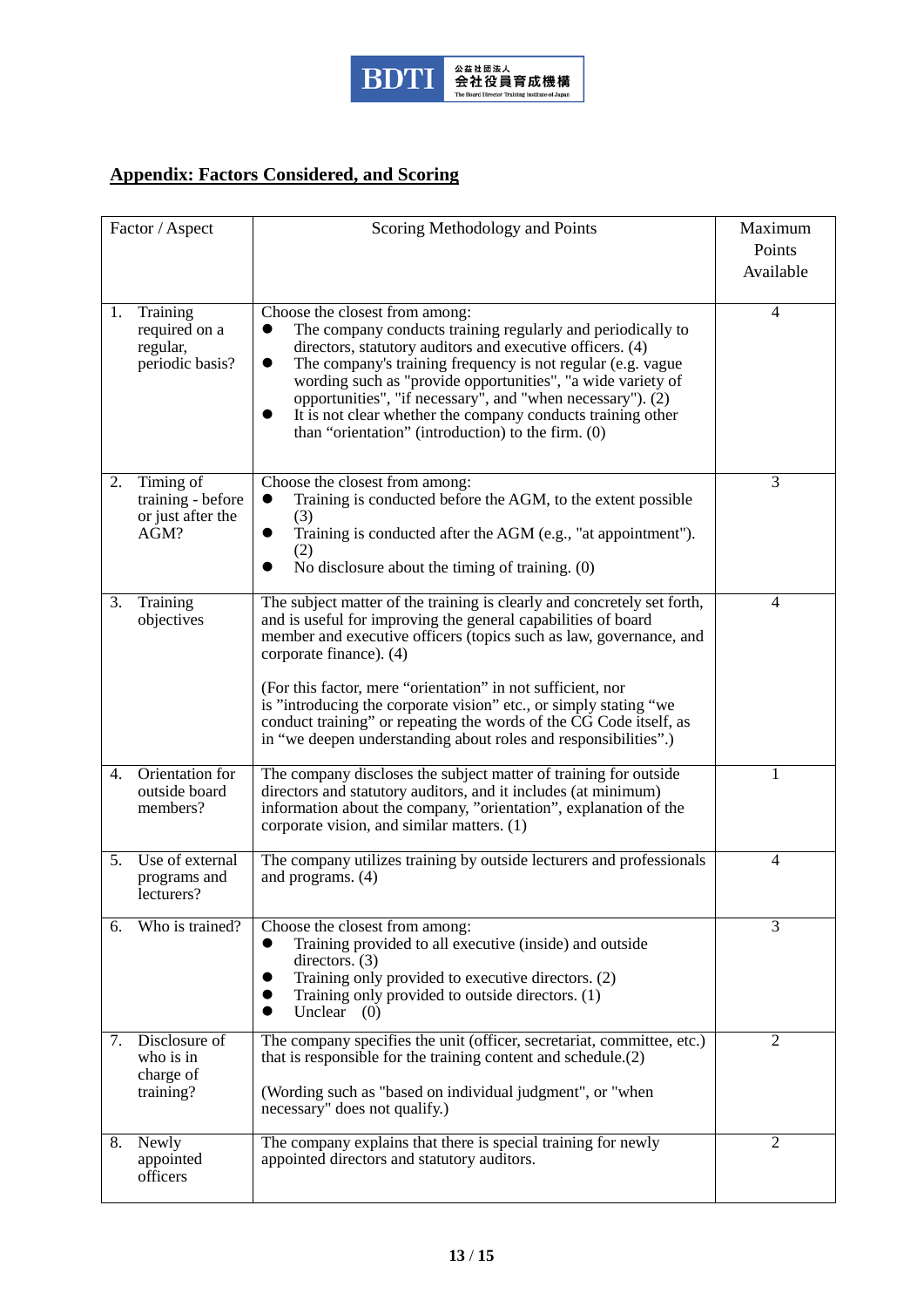## Appendix: Factors Considered, and Scoring

| Factor / Aspect | Scoring Methodology and Points | Maximum Points Available |
|---|---|---|
| 1. Training required on a regular, periodic basis? | Choose the closest from among:<br>● The company conducts training regularly and periodically to directors, statutory auditors and executive officers. (4)<br>● The company's training frequency is not regular (e.g. vague wording such as "provide opportunities", "a wide variety of opportunities", "if necessary", and "when necessary"). (2)<br>● It is not clear whether the company conducts training other than "orientation" (introduction) to the firm. (0) | 4 |
| 2. Timing of training - before or just after the AGM? | Choose the closest from among:<br>● Training is conducted before the AGM, to the extent possible (3)<br>● Training is conducted after the AGM (e.g., "at appointment"). (2)<br>● No disclosure about the timing of training. (0) | 3 |
| 3. Training objectives | The subject matter of the training is clearly and concretely set forth, and is useful for improving the general capabilities of board member and executive officers (topics such as law, governance, and corporate finance). (4)<br><br>(For this factor, mere "orientation" in not sufficient, nor is "introducing the corporate vision" etc., or simply stating "we conduct training" or repeating the words of the CG Code itself, as in "we deepen understanding about roles and responsibilities".) | 4 |
| 4. Orientation for outside board members? | The company discloses the subject matter of training for outside directors and statutory auditors, and it includes (at minimum) information about the company, "orientation", explanation of the corporate vision, and similar matters. (1) | 1 |
| 5. Use of external programs and lecturers? | The company utilizes training by outside lecturers and professionals and programs. (4) | 4 |
| 6. Who is trained? | Choose the closest from among:<br>● Training provided to all executive (inside) and outside directors. (3)<br>● Training only provided to executive directors. (2)<br>● Training only provided to outside directors. (1)<br>● Unclear (0) | 3 |
| 7. Disclosure of who is in charge of training? | The company specifies the unit (officer, secretariat, committee, etc.) that is responsible for the training content and schedule.(2)<br><br>(Wording such as "based on individual judgment", or "when necessary" does not qualify.) | 2 |
| 8. Newly appointed officers | The company explains that there is special training for newly appointed directors and statutory auditors. | 2 |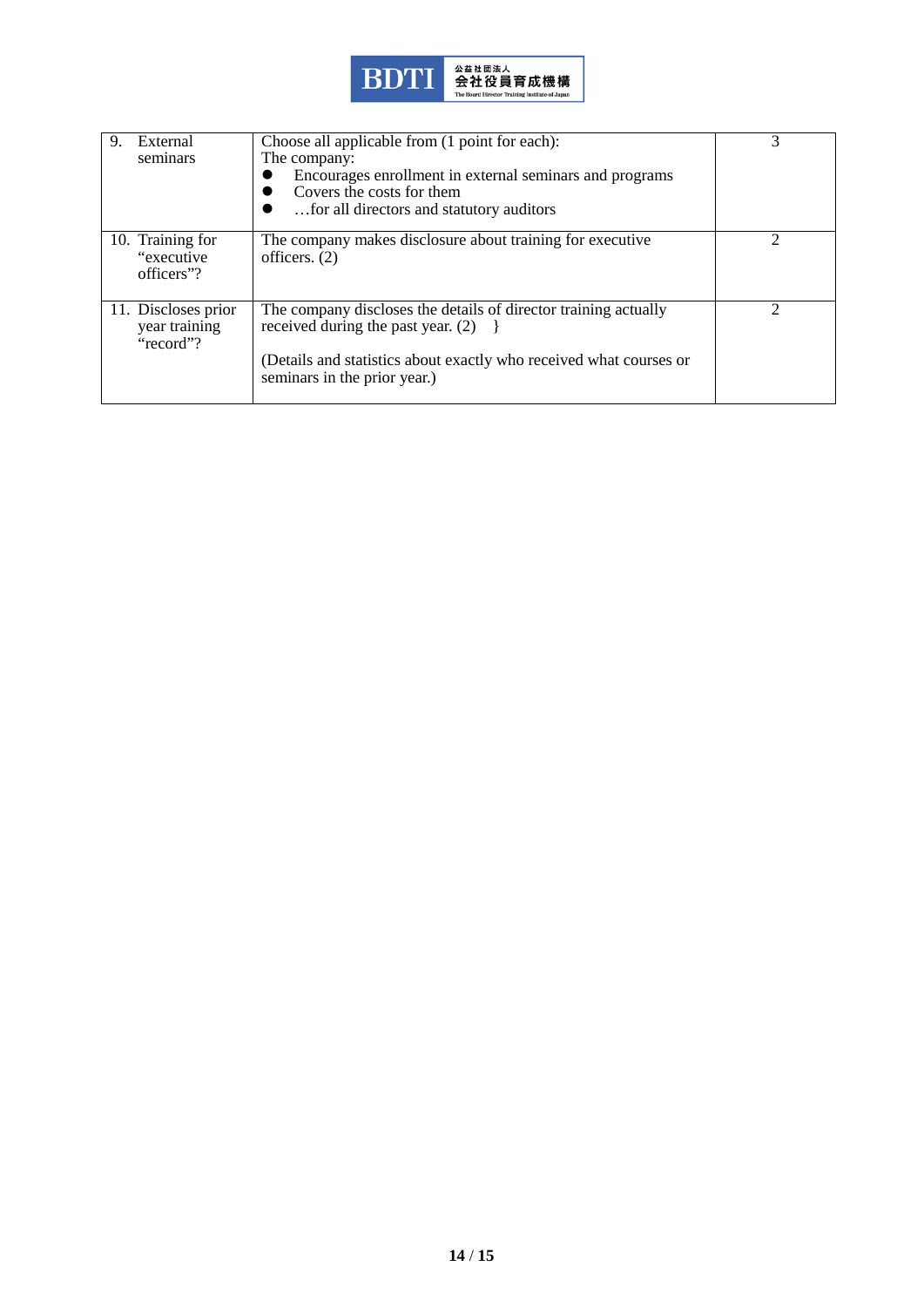| | | |
|---|---|---|
| 9. External seminars | Choose all applicable from (1 point for each):<br>The company:<br>● Encourages enrollment in external seminars and programs<br>● Covers the costs for them<br>● …for all directors and statutory auditors | 3 |
| 10. Training for "executive officers"? | The company makes disclosure about training for executive officers. (2) | 2 |
| 11. Discloses prior year training "record"? | The company discloses the details of director training actually received during the past year. (2) }<br><br>(Details and statistics about exactly who received what courses or seminars in the prior year.) | 2 |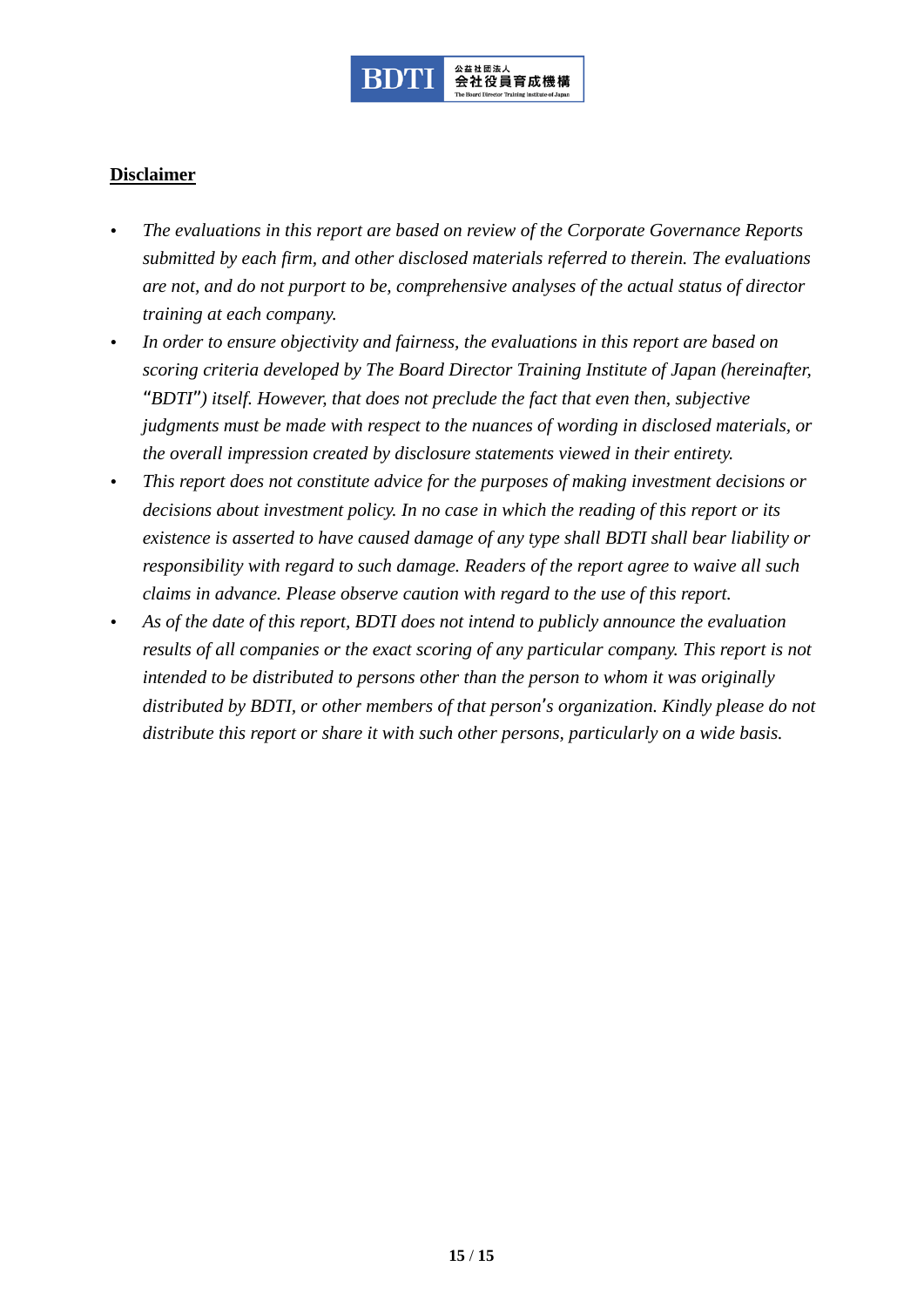**Disclaimer**

- *The evaluations in this report are based on review of the Corporate Governance Reports submitted by each firm, and other disclosed materials referred to therein. The evaluations are not, and do not purport to be, comprehensive analyses of the actual status of director training at each company.*
- *In order to ensure objectivity and fairness, the evaluations in this report are based on scoring criteria developed by The Board Director Training Institute of Japan (hereinafter, "BDTI") itself. However, that does not preclude the fact that even then, subjective judgments must be made with respect to the nuances of wording in disclosed materials, or the overall impression created by disclosure statements viewed in their entirety.*
- *This report does not constitute advice for the purposes of making investment decisions or decisions about investment policy. In no case in which the reading of this report or its existence is asserted to have caused damage of any type shall BDTI shall bear liability or responsibility with regard to such damage. Readers of the report agree to waive all such claims in advance. Please observe caution with regard to the use of this report.*
- *As of the date of this report, BDTI does not intend to publicly announce the evaluation results of all companies or the exact scoring of any particular company. This report is not intended to be distributed to persons other than the person to whom it was originally distributed by BDTI, or other members of that person's organization. Kindly please do not distribute this report or share it with such other persons, particularly on a wide basis.*